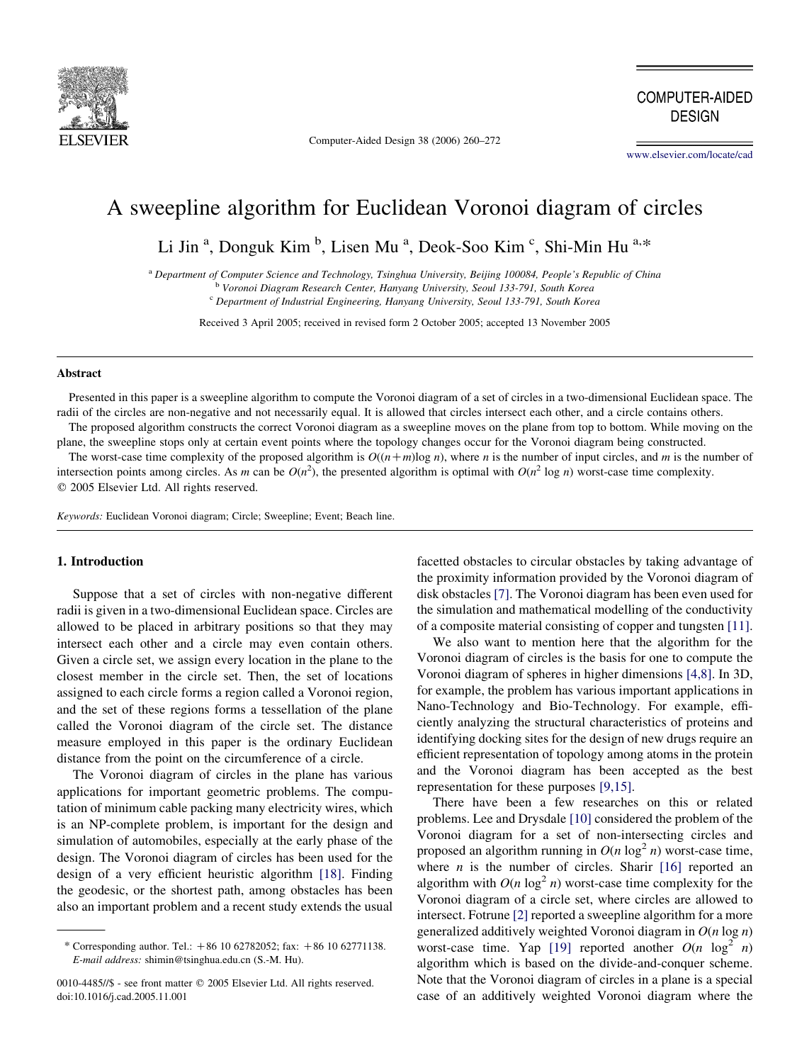# A sweepline algorithm for Euclidean Voronoi diagram of circles

Li Jin [a], Donguk Kim [b], Lisen Mu [a], Deok-Soo Kim [c], Shi-Min Hu [a,*]

[a] Department of Computer Science and Technology, Tsinghua University, Beijing 100084, People's Republic of China
[b] Voronoi Diagram Research Center, Hanyang University, Seoul 133-791, South Korea
[c] Department of Industrial Engineering, Hanyang University, Seoul 133-791, South Korea

Received 3 April 2005; received in revised form 2 October 2005; accepted 13 November 2005

## Abstract

Presented in this paper is a sweepline algorithm to compute the Voronoi diagram of a set of circles in a two-dimensional Euclidean space. The radii of the circles are non-negative and not necessarily equal. It is allowed that circles intersect each other, and a circle contains others.

The proposed algorithm constructs the correct Voronoi diagram as a sweepline moves on the plane from top to bottom. While moving on the plane, the sweepline stops only at certain event points where the topology changes occur for the Voronoi diagram being constructed.

The worst-case time complexity of the proposed algorithm is $O((n+m)\log n)$, where $n$ is the number of input circles, and $m$ is the number of intersection points among circles. As $m$ can be $O(n^2)$, the presented algorithm is optimal with $O(n^2 \log n)$ worst-case time complexity.
© 2005 Elsevier Ltd. All rights reserved.

*Keywords:* Euclidean Voronoi diagram; Circle; Sweepline; Event; Beach line.

## 1. Introduction

Suppose that a set of circles with non-negative different radii is given in a two-dimensional Euclidean space. Circles are allowed to be placed in arbitrary positions so that they may intersect each other and a circle may even contain others. Given a circle set, we assign every location in the plane to the closest member in the circle set. Then, the set of locations assigned to each circle forms a region called a Voronoi region, and the set of these regions forms a tessellation of the plane called the Voronoi diagram of the circle set. The distance measure employed in this paper is the ordinary Euclidean distance from the point on the circumference of a circle.

The Voronoi diagram of circles in the plane has various applications for important geometric problems. The computation of minimum cable packing many electricity wires, which is an NP-complete problem, is important for the design and simulation of automobiles, especially at the early phase of the design. The Voronoi diagram of circles has been used for the design of a very efficient heuristic algorithm [18]. Finding the geodesic, or the shortest path, among obstacles has been also an important problem and a recent study extends the usual facetted obstacles to circular obstacles by taking advantage of the proximity information provided by the Voronoi diagram of disk obstacles [7]. The Voronoi diagram has been even used for the simulation and mathematical modelling of the conductivity of a composite material consisting of copper and tungsten [11].

We also want to mention here that the algorithm for the Voronoi diagram of circles is the basis for one to compute the Voronoi diagram of spheres in higher dimensions [4,8]. In 3D, for example, the problem has various important applications in Nano-Technology and Bio-Technology. For example, efficiently analyzing the structural characteristics of proteins and identifying docking sites for the design of new drugs require an efficient representation of topology among atoms in the protein and the Voronoi diagram has been accepted as the best representation for these purposes [9,15].

There have been a few researches on this or related problems. Lee and Drysdale [10] considered the problem of the Voronoi diagram for a set of non-intersecting circles and proposed an algorithm running in $O(n \log^2 n)$ worst-case time, where $n$ is the number of circles. Sharir [16] reported an algorithm with $O(n \log^2 n)$ worst-case time complexity for the Voronoi diagram of a circle set, where circles are allowed to intersect. Fotrune [2] reported a sweepline algorithm for a more generalized additively weighted Voronoi diagram in $O(n \log n)$ worst-case time. Yap [19] reported another $O(n \log^2 n)$ algorithm which is based on the divide-and-conquer scheme. Note that the Voronoi diagram of circles in a plane is a special case of an additively weighted Voronoi diagram where the

---

* Corresponding author. Tel.: +86 10 62782052; fax: +86 10 62771138.
*E-mail address:* shimin@tsinghua.edu.cn (S.-M. Hu).

0010-4485//$ - see front matter © 2005 Elsevier Ltd. All rights reserved.
doi:10.1016/j.cad.2005.11.001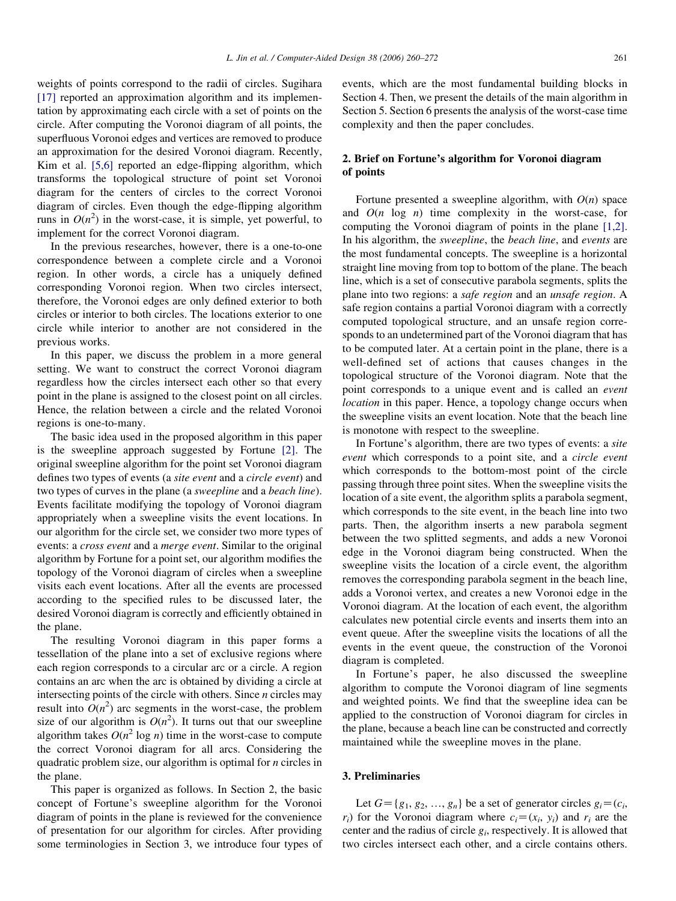weights of points correspond to the radii of circles. Sugihara [17] reported an approximation algorithm and its implementation by approximating each circle with a set of points on the circle. After computing the Voronoi diagram of all points, the superfluous Voronoi edges and vertices are removed to produce an approximation for the desired Voronoi diagram. Recently, Kim et al. [5,6] reported an edge-flipping algorithm, which transforms the topological structure of point set Voronoi diagram for the centers of circles to the correct Voronoi diagram of circles. Even though the edge-flipping algorithm runs in $O(n^2)$ in the worst-case, it is simple, yet powerful, to implement for the correct Voronoi diagram.

In the previous researches, however, there is a one-to-one correspondence between a complete circle and a Voronoi region. In other words, a circle has a uniquely defined corresponding Voronoi region. When two circles intersect, therefore, the Voronoi edges are only defined exterior to both circles or interior to both circles. The locations exterior to one circle while interior to another are not considered in the previous works.

In this paper, we discuss the problem in a more general setting. We want to construct the correct Voronoi diagram regardless how the circles intersect each other so that every point in the plane is assigned to the closest point on all circles. Hence, the relation between a circle and the related Voronoi regions is one-to-many.

The basic idea used in the proposed algorithm in this paper is the sweepline approach suggested by Fortune [2]. The original sweepline algorithm for the point set Voronoi diagram defines two types of events (a *site event* and a *circle event*) and two types of curves in the plane (a *sweepline* and a *beach line*). Events facilitate modifying the topology of Voronoi diagram appropriately when a sweepline visits the event locations. In our algorithm for the circle set, we consider two more types of events: a *cross event* and a *merge event*. Similar to the original algorithm by Fortune for a point set, our algorithm modifies the topology of the Voronoi diagram of circles when a sweepline visits each event locations. After all the events are processed according to the specified rules to be discussed later, the desired Voronoi diagram is correctly and efficiently obtained in the plane.

The resulting Voronoi diagram in this paper forms a tessellation of the plane into a set of exclusive regions where each region corresponds to a circular arc or a circle. A region contains an arc when the arc is obtained by dividing a circle at intersecting points of the circle with others. Since $n$ circles may result into $O(n^2)$ arc segments in the worst-case, the problem size of our algorithm is $O(n^2)$. It turns out that our sweepline algorithm takes $O(n^2 \log n)$ time in the worst-case to compute the correct Voronoi diagram for all arcs. Considering the quadratic problem size, our algorithm is optimal for $n$ circles in the plane.

This paper is organized as follows. In Section 2, the basic concept of Fortune's sweepline algorithm for the Voronoi diagram of points in the plane is reviewed for the convenience of presentation for our algorithm for circles. After providing some terminologies in Section 3, we introduce four types of events, which are the most fundamental building blocks in Section 4. Then, we present the details of the main algorithm in Section 5. Section 6 presents the analysis of the worst-case time complexity and then the paper concludes.

## 2. Brief on Fortune's algorithm for Voronoi diagram of points

Fortune presented a sweepline algorithm, with $O(n)$ space and $O(n \log n)$ time complexity in the worst-case, for computing the Voronoi diagram of points in the plane [1,2]. In his algorithm, the *sweepline*, the *beach line*, and *events* are the most fundamental concepts. The sweepline is a horizontal straight line moving from top to bottom of the plane. The beach line, which is a set of consecutive parabola segments, splits the plane into two regions: a *safe region* and an *unsafe region*. A safe region contains a partial Voronoi diagram with a correctly computed topological structure, and an unsafe region corresponds to an undetermined part of the Voronoi diagram that has to be computed later. At a certain point in the plane, there is a well-defined set of actions that causes changes in the topological structure of the Voronoi diagram. Note that the point corresponds to a unique event and is called an *event location* in this paper. Hence, a topology change occurs when the sweepline visits an event location. Note that the beach line is monotone with respect to the sweepline.

In Fortune's algorithm, there are two types of events: a *site event* which corresponds to a point site, and a *circle event* which corresponds to the bottom-most point of the circle passing through three point sites. When the sweepline visits the location of a site event, the algorithm splits a parabola segment, which corresponds to the site event, in the beach line into two parts. Then, the algorithm inserts a new parabola segment between the two splitted segments, and adds a new Voronoi edge in the Voronoi diagram being constructed. When the sweepline visits the location of a circle event, the algorithm removes the corresponding parabola segment in the beach line, adds a Voronoi vertex, and creates a new Voronoi edge in the Voronoi diagram. At the location of each event, the algorithm calculates new potential circle events and inserts them into an event queue. After the sweepline visits the locations of all the events in the event queue, the construction of the Voronoi diagram is completed.

In Fortune's paper, he also discussed the sweepline algorithm to compute the Voronoi diagram of line segments and weighted points. We find that the sweepline idea can be applied to the construction of Voronoi diagram for circles in the plane, because a beach line can be constructed and correctly maintained while the sweepline moves in the plane.

## 3. Preliminaries

Let $G = \{g_1, g_2, \ldots, g_n\}$ be a set of generator circles $g_i = (c_i, r_i)$ for the Voronoi diagram where $c_i = (x_i, y_i)$ and $r_i$ are the center and the radius of circle $g_i$, respectively. It is allowed that two circles intersect each other, and a circle contains others.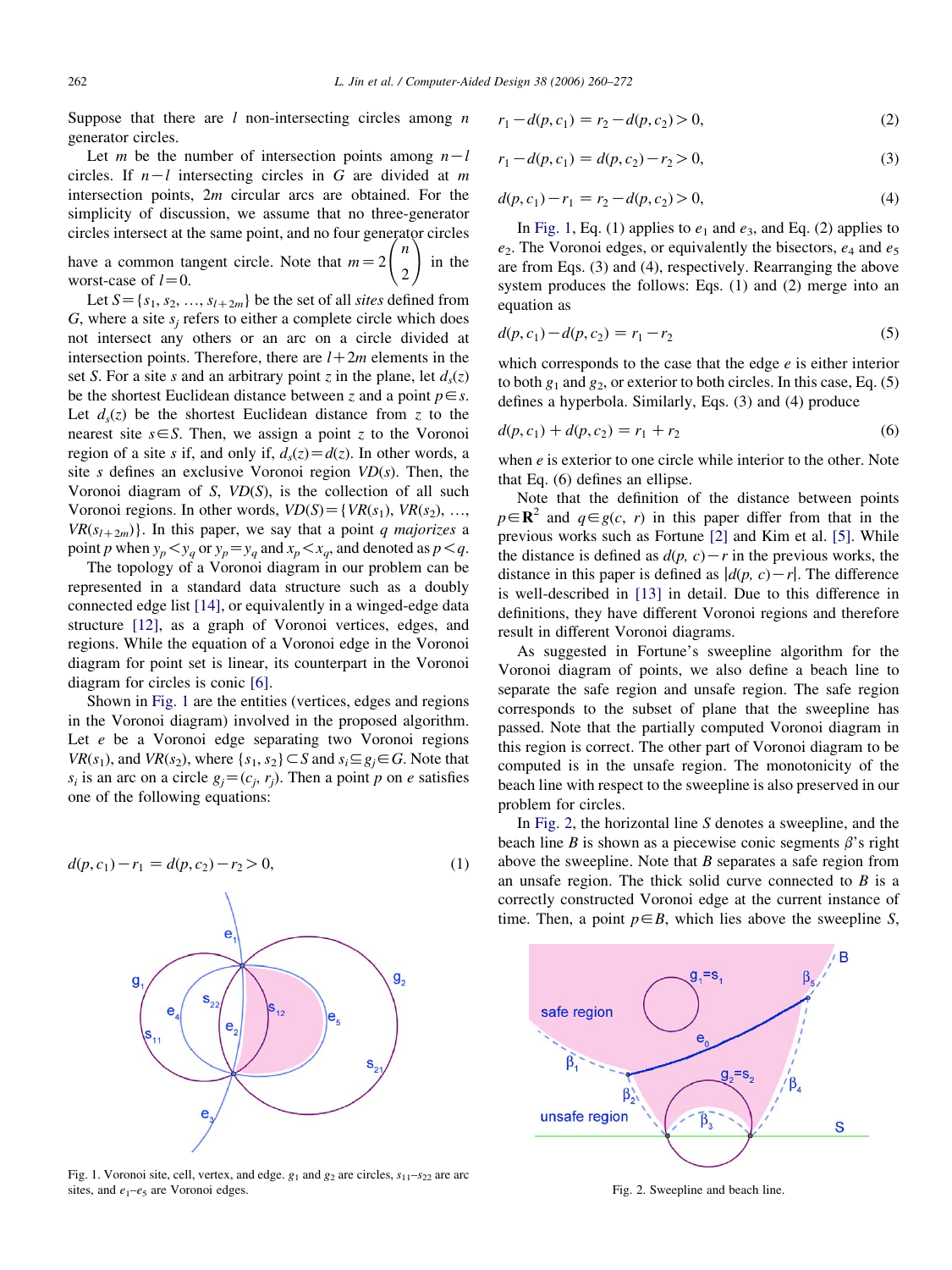Suppose that there are $l$ non-intersecting circles among $n$ generator circles.

Let $m$ be the number of intersection points among $n-l$ circles. If $n-l$ intersecting circles in $G$ are divided at $m$ intersection points, $2m$ circular arcs are obtained. For the simplicity of discussion, we assume that no three-generator circles intersect at the same point, and no four generator circles have a common tangent circle. Note that $m = 2\binom{n}{2}$ in the worst-case of $l=0$.

Let $S = \{s_1, s_2, \ldots, s_{l+2m}\}$ be the set of all *sites* defined from $G$, where a site $s_j$ refers to either a complete circle which does not intersect any others or an arc on a circle divided at intersection points. Therefore, there are $l+2m$ elements in the set $S$. For a site $s$ and an arbitrary point $z$ in the plane, let $d_s(z)$ be the shortest Euclidean distance between $z$ and a point $p \in s$. Let $d_s(z)$ be the shortest Euclidean distance from $z$ to the nearest site $s \in S$. Then, we assign a point $z$ to the Voronoi region of a site $s$ if, and only if, $d_s(z) = d(z)$. In other words, a site $s$ defines an exclusive Voronoi region $VD(s)$. Then, the Voronoi diagram of $S$, $VD(S)$, is the collection of all such Voronoi regions. In other words, $VD(S) = \{VR(s_1), VR(s_2), \ldots, VR(s_{l+2m})\}$. In this paper, we say that a point $q$ *majorizes* a point $p$ when $y_p < y_q$ or $y_p = y_q$ and $x_p < x_q$, and denoted as $p < q$.

The topology of a Voronoi diagram in our problem can be represented in a standard data structure such as a doubly connected edge list [14], or equivalently in a winged-edge data structure [12], as a graph of Voronoi vertices, edges, and regions. While the equation of a Voronoi edge in the Voronoi diagram for point set is linear, its counterpart in the Voronoi diagram for circles is conic [6].

Shown in Fig. 1 are the entities (vertices, edges and regions in the Voronoi diagram) involved in the proposed algorithm. Let $e$ be a Voronoi edge separating two Voronoi regions $VR(s_1)$, and $VR(s_2)$, where $\{s_1, s_2\} \subset S$ and $s_i \subseteq g_j \in G$. Note that $s_i$ is an arc on a circle $g_j = (c_j, r_j)$. Then a point $p$ on $e$ satisfies one of the following equations:

$$d(p, c_1) - r_1 = d(p, c_2) - r_2 > 0, \tag{1}$$

Fig. 1. Voronoi site, cell, vertex, and edge. $g_1$ and $g_2$ are circles, $s_{11}$–$s_{22}$ are arc sites, and $e_1$–$e_5$ are Voronoi edges.

$$r_1 - d(p, c_1) = r_2 - d(p, c_2) > 0, \tag{2}$$

$$r_1 - d(p, c_1) = d(p, c_2) - r_2 > 0, \tag{3}$$

$$d(p, c_1) - r_1 = r_2 - d(p, c_2) > 0, \tag{4}$$

In Fig. 1, Eq. (1) applies to $e_1$ and $e_3$, and Eq. (2) applies to $e_2$. The Voronoi edges, or equivalently the bisectors, $e_4$ and $e_5$ are from Eqs. (3) and (4), respectively. Rearranging the above system produces the follows: Eqs. (1) and (2) merge into an equation as

$$d(p, c_1) - d(p, c_2) = r_1 - r_2 \tag{5}$$

which corresponds to the case that the edge $e$ is either interior to both $g_1$ and $g_2$, or exterior to both circles. In this case, Eq. (5) defines a hyperbola. Similarly, Eqs. (3) and (4) produce

$$d(p, c_1) + d(p, c_2) = r_1 + r_2 \tag{6}$$

when $e$ is exterior to one circle while interior to the other. Note that Eq. (6) defines an ellipse.

Note that the definition of the distance between points $p \in \mathbf{R}^2$ and $q \in g(c, r)$ in this paper differ from that in the previous works such as Fortune [2] and Kim et al. [5]. While the distance is defined as $d(p, c) - r$ in the previous works, the distance in this paper is defined as $|d(p, c) - r|$. The difference is well-described in [13] in detail. Due to this difference in definitions, they have different Voronoi regions and therefore result in different Voronoi diagrams.

As suggested in Fortune's sweepline algorithm for the Voronoi diagram of points, we also define a beach line to separate the safe region and unsafe region. The safe region corresponds to the subset of plane that the sweepline has passed. Note that the partially computed Voronoi diagram in this region is correct. The other part of Voronoi diagram to be computed is in the unsafe region. The monotonicity of the beach line with respect to the sweepline is also preserved in our problem for circles.

In Fig. 2, the horizontal line $S$ denotes a sweepline, and the beach line $B$ is shown as a piecewise conic segments $\beta$'s right above the sweepline. Note that $B$ separates a safe region from an unsafe region. The thick solid curve connected to $B$ is a correctly constructed Voronoi edge at the current instance of time. Then, a point $p \in B$, which lies above the sweepline $S$,

Fig. 2. Sweepline and beach line.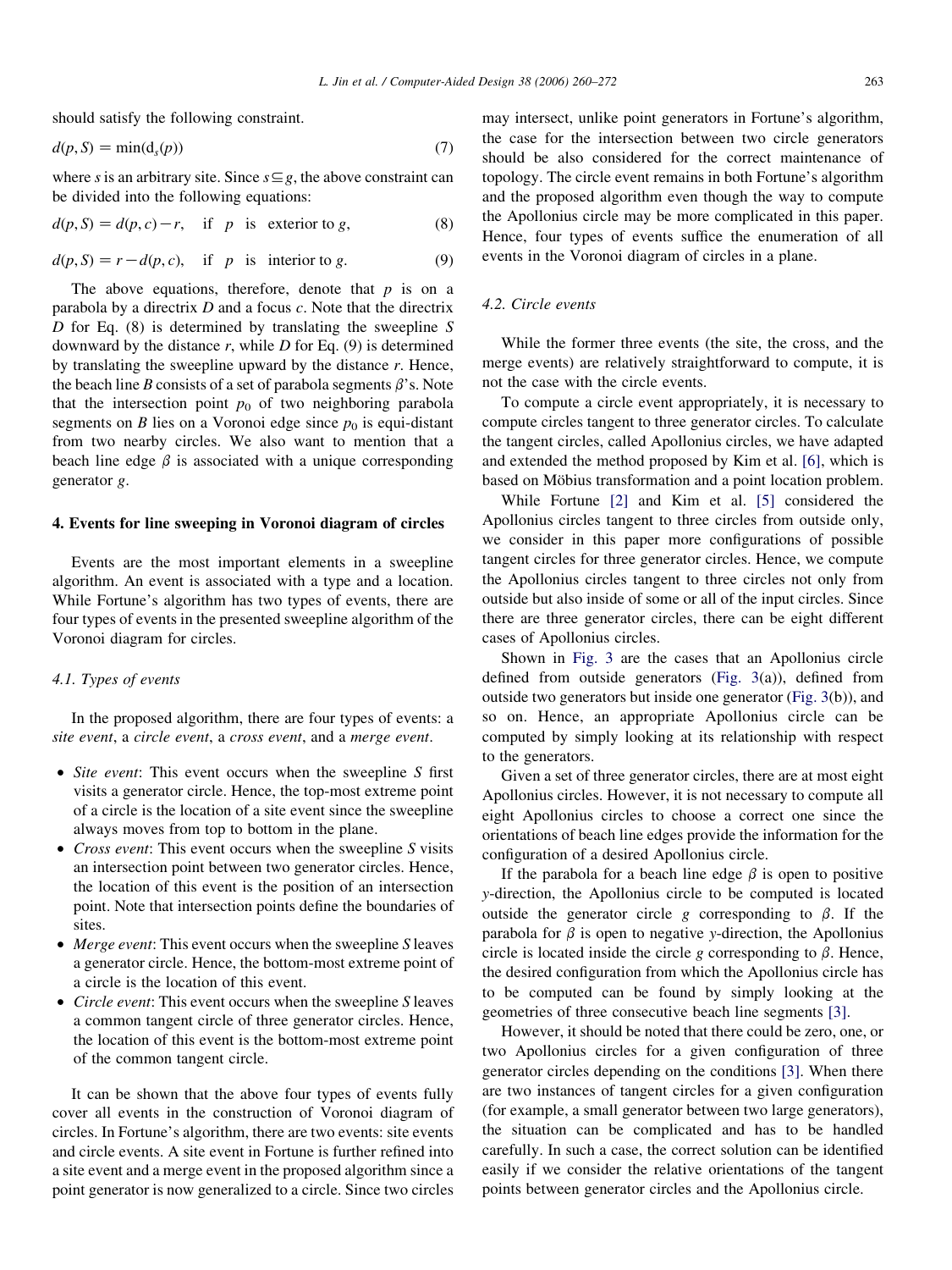should satisfy the following constraint.

$$d(p, S) = \min(d_s(p)) \tag{7}$$

where $s$ is an arbitrary site. Since $s \subseteq g$, the above constraint can be divided into the following equations:

$$d(p, S) = d(p, c) - r, \quad \text{if} \quad p \quad \text{is} \quad \text{exterior to } g, \tag{8}$$

$$d(p, S) = r - d(p, c), \quad \text{if} \quad p \quad \text{is} \quad \text{interior to } g. \tag{9}$$

The above equations, therefore, denote that $p$ is on a parabola by a directrix $D$ and a focus $c$. Note that the directrix $D$ for Eq. (8) is determined by translating the sweepline $S$ downward by the distance $r$, while $D$ for Eq. (9) is determined by translating the sweepline upward by the distance $r$. Hence, the beach line $B$ consists of a set of parabola segments $\beta$'s. Note that the intersection point $p_0$ of two neighboring parabola segments on $B$ lies on a Voronoi edge since $p_0$ is equi-distant from two nearby circles. We also want to mention that a beach line edge $\beta$ is associated with a unique corresponding generator $g$.

## 4. Events for line sweeping in Voronoi diagram of circles

Events are the most important elements in a sweepline algorithm. An event is associated with a type and a location. While Fortune's algorithm has two types of events, there are four types of events in the presented sweepline algorithm of the Voronoi diagram for circles.

### 4.1. Types of events

In the proposed algorithm, there are four types of events: a *site event*, a *circle event*, a *cross event*, and a *merge event*.

- *Site event*: This event occurs when the sweepline $S$ first visits a generator circle. Hence, the top-most extreme point of a circle is the location of a site event since the sweepline always moves from top to bottom in the plane.
- *Cross event*: This event occurs when the sweepline $S$ visits an intersection point between two generator circles. Hence, the location of this event is the position of an intersection point. Note that intersection points define the boundaries of sites.
- *Merge event*: This event occurs when the sweepline $S$ leaves a generator circle. Hence, the bottom-most extreme point of a circle is the location of this event.
- *Circle event*: This event occurs when the sweepline $S$ leaves a common tangent circle of three generator circles. Hence, the location of this event is the bottom-most extreme point of the common tangent circle.

It can be shown that the above four types of events fully cover all events in the construction of Voronoi diagram of circles. In Fortune's algorithm, there are two events: site events and circle events. A site event in Fortune is further refined into a site event and a merge event in the proposed algorithm since a point generator is now generalized to a circle. Since two circles may intersect, unlike point generators in Fortune's algorithm, the case for the intersection between two circle generators should be also considered for the correct maintenance of topology. The circle event remains in both Fortune's algorithm and the proposed algorithm even though the way to compute the Apollonius circle may be more complicated in this paper. Hence, four types of events suffice the enumeration of all events in the Voronoi diagram of circles in a plane.

### 4.2. Circle events

While the former three events (the site, the cross, and the merge events) are relatively straightforward to compute, it is not the case with the circle events.

To compute a circle event appropriately, it is necessary to compute circles tangent to three generator circles. To calculate the tangent circles, called Apollonius circles, we have adapted and extended the method proposed by Kim et al. [6], which is based on Möbius transformation and a point location problem.

While Fortune [2] and Kim et al. [5] considered the Apollonius circles tangent to three circles from outside only, we consider in this paper more configurations of possible tangent circles for three generator circles. Hence, we compute the Apollonius circles tangent to three circles not only from outside but also inside of some or all of the input circles. Since there are three generator circles, there can be eight different cases of Apollonius circles.

Shown in Fig. 3 are the cases that an Apollonius circle defined from outside generators (Fig. 3(a)), defined from outside two generators but inside one generator (Fig. 3(b)), and so on. Hence, an appropriate Apollonius circle can be computed by simply looking at its relationship with respect to the generators.

Given a set of three generator circles, there are at most eight Apollonius circles. However, it is not necessary to compute all eight Apollonius circles to choose a correct one since the orientations of beach line edges provide the information for the configuration of a desired Apollonius circle.

If the parabola for a beach line edge $\beta$ is open to positive $y$-direction, the Apollonius circle to be computed is located outside the generator circle $g$ corresponding to $\beta$. If the parabola for $\beta$ is open to negative $y$-direction, the Apollonius circle is located inside the circle $g$ corresponding to $\beta$. Hence, the desired configuration from which the Apollonius circle has to be computed can be found by simply looking at the geometries of three consecutive beach line segments [3].

However, it should be noted that there could be zero, one, or two Apollonius circles for a given configuration of three generator circles depending on the conditions [3]. When there are two instances of tangent circles for a given configuration (for example, a small generator between two large generators), the situation can be complicated and has to be handled carefully. In such a case, the correct solution can be identified easily if we consider the relative orientations of the tangent points between generator circles and the Apollonius circle.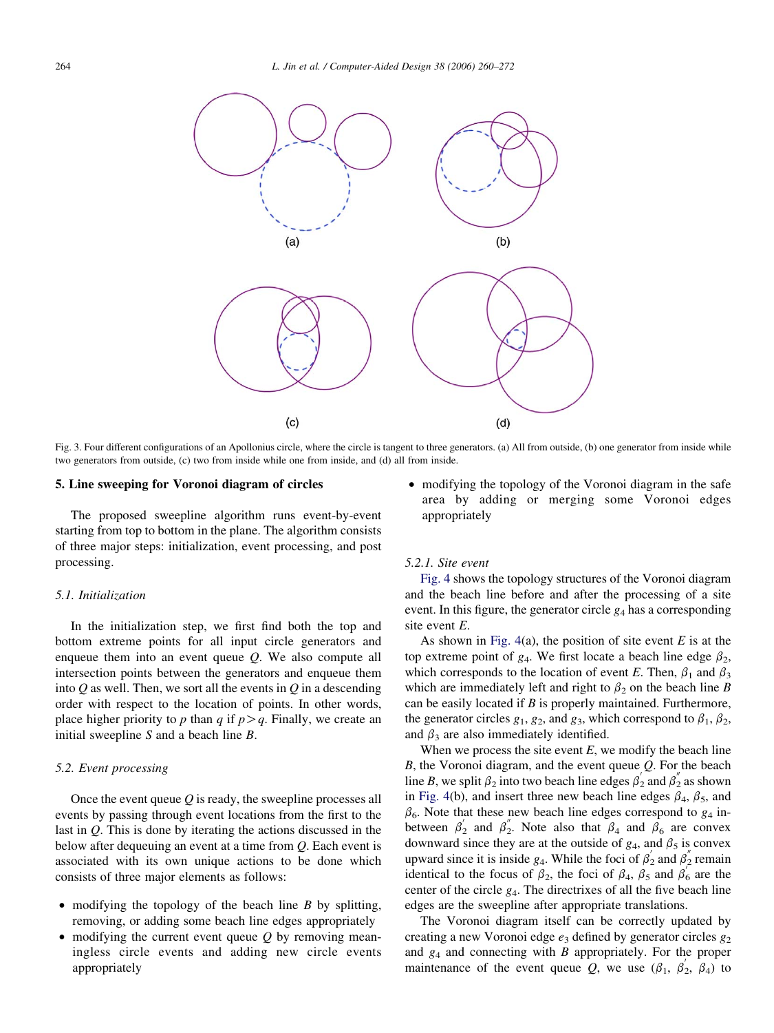(a)

(b)

(c)

(d)

Fig. 3. Four different configurations of an Apollonius circle, where the circle is tangent to three generators. (a) All from outside, (b) one generator from inside while two generators from outside, (c) two from inside while one from inside, and (d) all from inside.

## 5. Line sweeping for Voronoi diagram of circles

The proposed sweepline algorithm runs event-by-event starting from top to bottom in the plane. The algorithm consists of three major steps: initialization, event processing, and post processing.

### 5.1. Initialization

In the initialization step, we first find both the top and bottom extreme points for all input circle generators and enqueue them into an event queue $Q$. We also compute all intersection points between the generators and enqueue them into $Q$ as well. Then, we sort all the events in $Q$ in a descending order with respect to the location of points. In other words, place higher priority to $p$ than $q$ if $p > q$. Finally, we create an initial sweepline $S$ and a beach line $B$.

### 5.2. Event processing

Once the event queue $Q$ is ready, the sweepline processes all events by passing through event locations from the first to the last in $Q$. This is done by iterating the actions discussed in the below after dequeuing an event at a time from $Q$. Each event is associated with its own unique actions to be done which consists of three major elements as follows:

- modifying the topology of the beach line $B$ by splitting, removing, or adding some beach line edges appropriately
- modifying the current event queue $Q$ by removing meaningless circle events and adding new circle events appropriately
- modifying the topology of the Voronoi diagram in the safe area by adding or merging some Voronoi edges appropriately

#### 5.2.1. Site event

Fig. 4 shows the topology structures of the Voronoi diagram and the beach line before and after the processing of a site event. In this figure, the generator circle $g_4$ has a corresponding site event $E$.

As shown in Fig. 4(a), the position of site event $E$ is at the top extreme point of $g_4$. We first locate a beach line edge $\beta_2$, which corresponds to the location of event $E$. Then, $\beta_1$ and $\beta_3$ which are immediately left and right to $\beta_2$ on the beach line $B$ can be easily located if $B$ is properly maintained. Furthermore, the generator circles $g_1$, $g_2$, and $g_3$, which correspond to $\beta_1$, $\beta_2$, and $\beta_3$ are also immediately identified.

When we process the site event $E$, we modify the beach line $B$, the Voronoi diagram, and the event queue $Q$. For the beach line $B$, we split $\beta_2$ into two beach line edges $\beta_2'$ and $\beta_2''$ as shown in Fig. 4(b), and insert three new beach line edges $\beta_4$, $\beta_5$, and $\beta_6$. Note that these new beach line edges correspond to $g_4$ in-between $\beta_2'$ and $\beta_2''$. Note also that $\beta_4$ and $\beta_6$ are convex downward since they are at the outside of $g_4$, and $\beta_5$ is convex upward since it is inside $g_4$. While the foci of $\beta_2'$ and $\beta_2''$ remain identical to the focus of $\beta_2$, the foci of $\beta_4$, $\beta_5$ and $\beta_6'$ are the center of the circle $g_4$. The directrixes of all the five beach line edges are the sweepline after appropriate translations.

The Voronoi diagram itself can be correctly updated by creating a new Voronoi edge $e_3$ defined by generator circles $g_2$ and $g_4$ and connecting with $B$ appropriately. For the proper maintenance of the event queue $Q$, we use ($\beta_1$, $\beta_2'$, $\beta_4$) to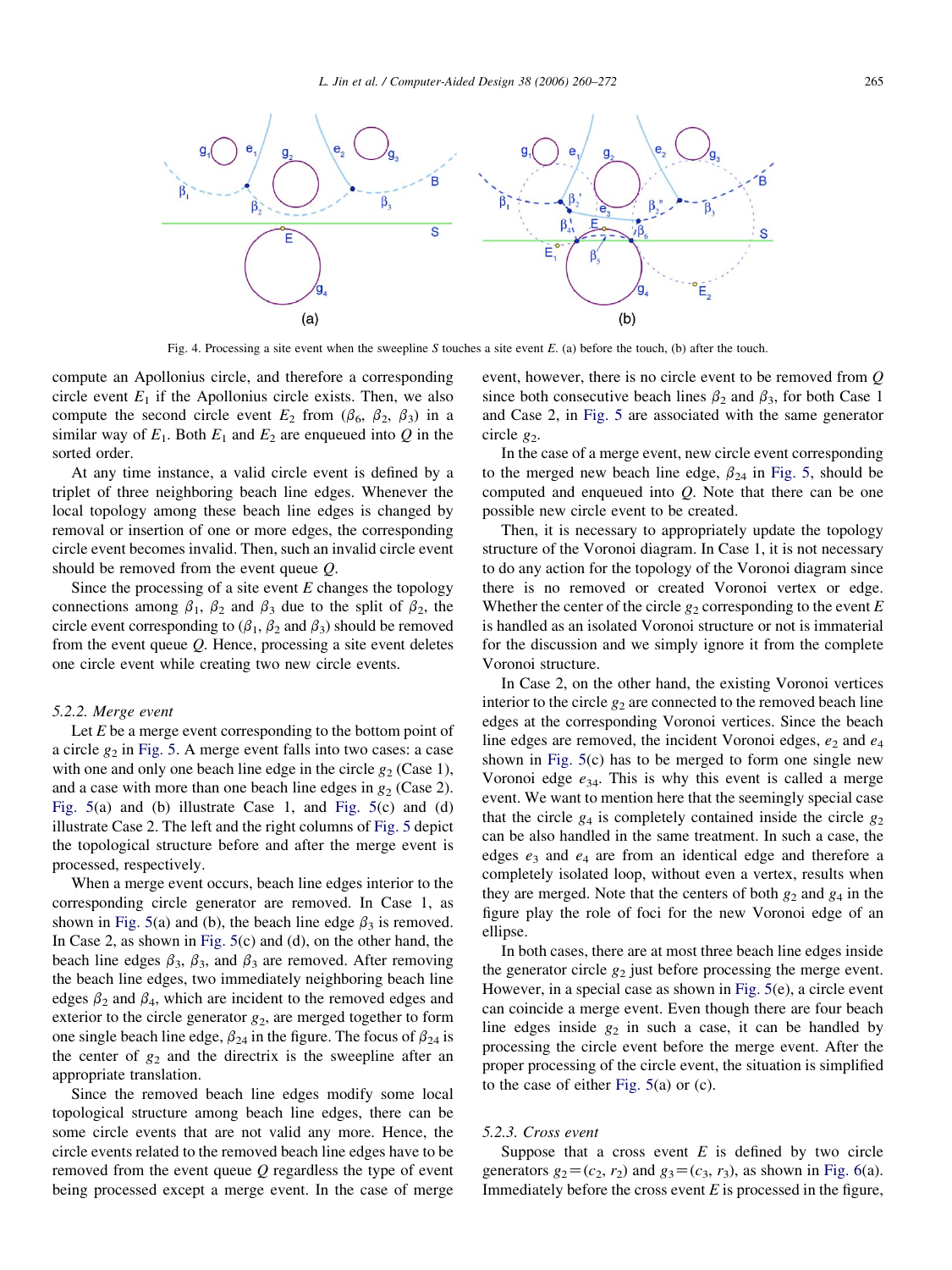g1 e1 g2 e2 g3
β1 β2 β3 B
S
E
g4
(a)

g1 e1 g2 e2 g3
β1 β2' e3 β2'' β3 B
β4' E β6
E1 β5 S
g4 E2
(b)

Fig. 4. Processing a site event when the sweepline $S$ touches a site event $E$. (a) before the touch, (b) after the touch.

compute an Apollonius circle, and therefore a corresponding circle event $E_1$ if the Apollonius circle exists. Then, we also compute the second circle event $E_2$ from ($\beta_6$, $\beta_2$, $\beta_3$) in a similar way of $E_1$. Both $E_1$ and $E_2$ are enqueued into $Q$ in the sorted order.

At any time instance, a valid circle event is defined by a triplet of three neighboring beach line edges. Whenever the local topology among these beach line edges is changed by removal or insertion of one or more edges, the corresponding circle event becomes invalid. Then, such an invalid circle event should be removed from the event queue $Q$.

Since the processing of a site event $E$ changes the topology connections among $\beta_1$, $\beta_2$ and $\beta_3$ due to the split of $\beta_2$, the circle event corresponding to ($\beta_1$, $\beta_2$ and $\beta_3$) should be removed from the event queue $Q$. Hence, processing a site event deletes one circle event while creating two new circle events.

### 5.2.2. Merge event

Let $E$ be a merge event corresponding to the bottom point of a circle $g_2$ in Fig. 5. A merge event falls into two cases: a case with one and only one beach line edge in the circle $g_2$ (Case 1), and a case with more than one beach line edges in $g_2$ (Case 2). Fig. 5(a) and (b) illustrate Case 1, and Fig. 5(c) and (d) illustrate Case 2. The left and the right columns of Fig. 5 depict the topological structure before and after the merge event is processed, respectively.

When a merge event occurs, beach line edges interior to the corresponding circle generator are removed. In Case 1, as shown in Fig. 5(a) and (b), the beach line edge $\beta_3$ is removed. In Case 2, as shown in Fig. 5(c) and (d), on the other hand, the beach line edges $\beta_3$, $\beta_3$, and $\beta_3$ are removed. After removing the beach line edges, two immediately neighboring beach line edges $\beta_2$ and $\beta_4$, which are incident to the removed edges and exterior to the circle generator $g_2$, are merged together to form one single beach line edge, $\beta_{24}$ in the figure. The focus of $\beta_{24}$ is the center of $g_2$ and the directrix is the sweepline after an appropriate translation.

Since the removed beach line edges modify some local topological structure among beach line edges, there can be some circle events that are not valid any more. Hence, the circle events related to the removed beach line edges have to be removed from the event queue $Q$ regardless the type of event being processed except a merge event. In the case of merge event, however, there is no circle event to be removed from $Q$ since both consecutive beach lines $\beta_2$ and $\beta_3$, for both Case 1 and Case 2, in Fig. 5 are associated with the same generator circle $g_2$.

In the case of a merge event, new circle event corresponding to the merged new beach line edge, $\beta_{24}$ in Fig. 5, should be computed and enqueued into $Q$. Note that there can be one possible new circle event to be created.

Then, it is necessary to appropriately update the topology structure of the Voronoi diagram. In Case 1, it is not necessary to do any action for the topology of the Voronoi diagram since there is no removed or created Voronoi vertex or edge. Whether the center of the circle $g_2$ corresponding to the event $E$ is handled as an isolated Voronoi structure or not is immaterial for the discussion and we simply ignore it from the complete Voronoi structure.

In Case 2, on the other hand, the existing Voronoi vertices interior to the circle $g_2$ are connected to the removed beach line edges at the corresponding Voronoi vertices. Since the beach line edges are removed, the incident Voronoi edges, $e_2$ and $e_4$ shown in Fig. 5(c) has to be merged to form one single new Voronoi edge $e_{34}$. This is why this event is called a merge event. We want to mention here that the seemingly special case that the circle $g_4$ is completely contained inside the circle $g_2$ can be also handled in the same treatment. In such a case, the edges $e_3$ and $e_4$ are from an identical edge and therefore a completely isolated loop, without even a vertex, results when they are merged. Note that the centers of both $g_2$ and $g_4$ in the figure play the role of foci for the new Voronoi edge of an ellipse.

In both cases, there are at most three beach line edges inside the generator circle $g_2$ just before processing the merge event. However, in a special case as shown in Fig. 5(e), a circle event can coincide a merge event. Even though there are four beach line edges inside $g_2$ in such a case, it can be handled by processing the circle event before the merge event. After the proper processing of the circle event, the situation is simplified to the case of either Fig. 5(a) or (c).

### 5.2.3. Cross event

Suppose that a cross event $E$ is defined by two circle generators $g_2 = (c_2, r_2)$ and $g_3 = (c_3, r_3)$, as shown in Fig. 6(a). Immediately before the cross event $E$ is processed in the figure,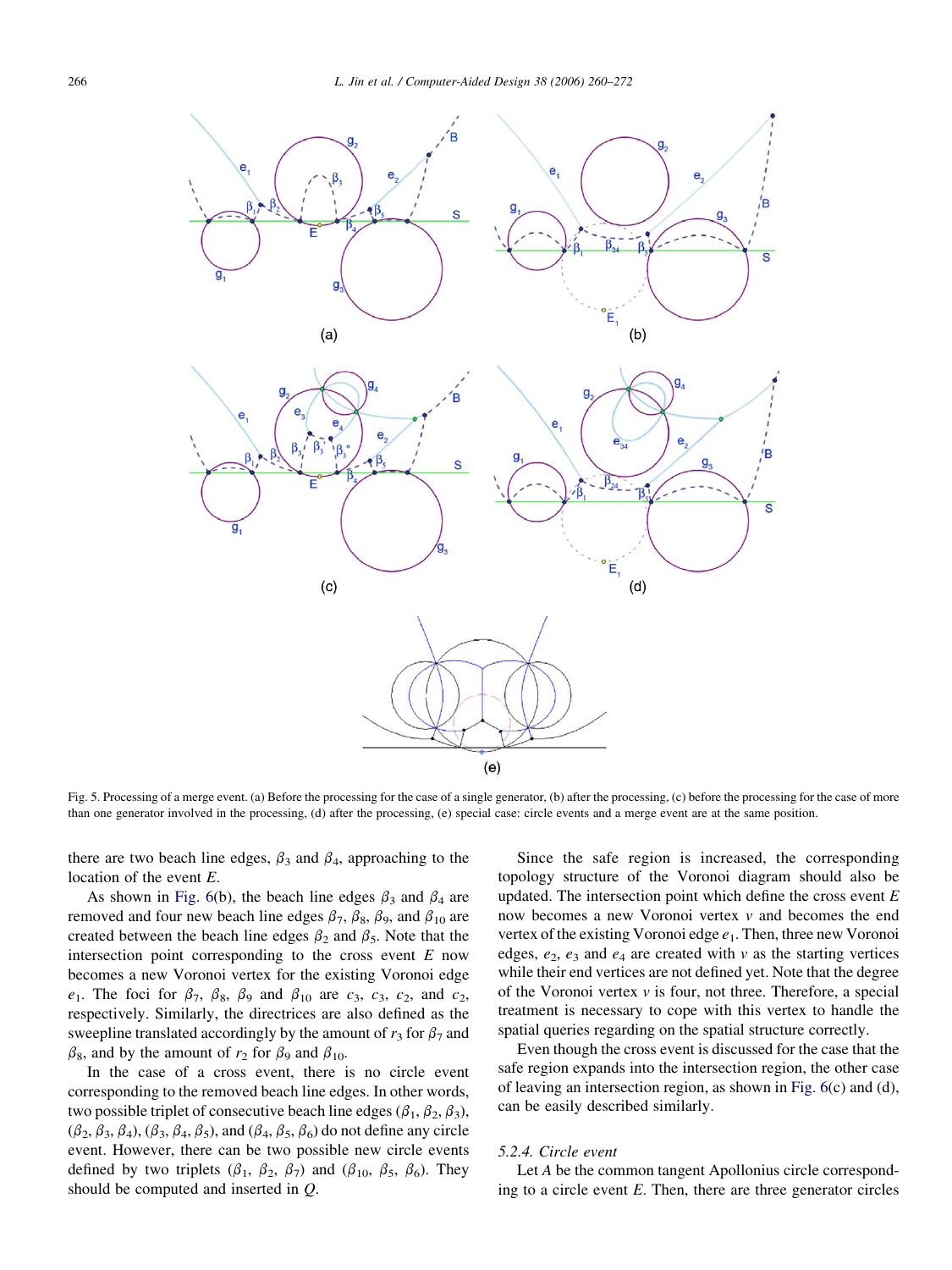(a)

(b)

(c)

(d)

(e)

Fig. 5. Processing of a merge event. (a) Before the processing for the case of a single generator, (b) after the processing, (c) before the processing for the case of more than one generator involved in the processing, (d) after the processing, (e) special case: circle events and a merge event are at the same position.

there are two beach line edges, $\beta_3$ and $\beta_4$, approaching to the location of the event $E$.

As shown in Fig. 6(b), the beach line edges $\beta_3$ and $\beta_4$ are removed and four new beach line edges $\beta_7$, $\beta_8$, $\beta_9$, and $\beta_{10}$ are created between the beach line edges $\beta_2$ and $\beta_5$. Note that the intersection point corresponding to the cross event $E$ now becomes a new Voronoi vertex for the existing Voronoi edge $e_1$. The foci for $\beta_7$, $\beta_8$, $\beta_9$ and $\beta_{10}$ are $c_3$, $c_3$, $c_2$, and $c_2$, respectively. Similarly, the directrices are also defined as the sweepline translated accordingly by the amount of $r_3$ for $\beta_7$ and $\beta_8$, and by the amount of $r_2$ for $\beta_9$ and $\beta_{10}$.

In the case of a cross event, there is no circle event corresponding to the removed beach line edges. In other words, two possible triplet of consecutive beach line edges ($\beta_1$, $\beta_2$, $\beta_3$), ($\beta_2$, $\beta_3$, $\beta_4$), ($\beta_3$, $\beta_4$, $\beta_5$), and ($\beta_4$, $\beta_5$, $\beta_6$) do not define any circle event. However, there can be two possible new circle events defined by two triplets ($\beta_1$, $\beta_2$, $\beta_7$) and ($\beta_{10}$, $\beta_5$, $\beta_6$). They should be computed and inserted in $Q$.

Since the safe region is increased, the corresponding topology structure of the Voronoi diagram should also be updated. The intersection point which define the cross event $E$ now becomes a new Voronoi vertex $v$ and becomes the end vertex of the existing Voronoi edge $e_1$. Then, three new Voronoi edges, $e_2$, $e_3$ and $e_4$ are created with $v$ as the starting vertices while their end vertices are not defined yet. Note that the degree of the Voronoi vertex $v$ is four, not three. Therefore, a special treatment is necessary to cope with this vertex to handle the spatial queries regarding on the spatial structure correctly.

Even though the cross event is discussed for the case that the safe region expands into the intersection region, the other case of leaving an intersection region, as shown in Fig. 6(c) and (d), can be easily described similarly.

#### 5.2.4. Circle event

Let $A$ be the common tangent Apollonius circle corresponding to a circle event $E$. Then, there are three generator circles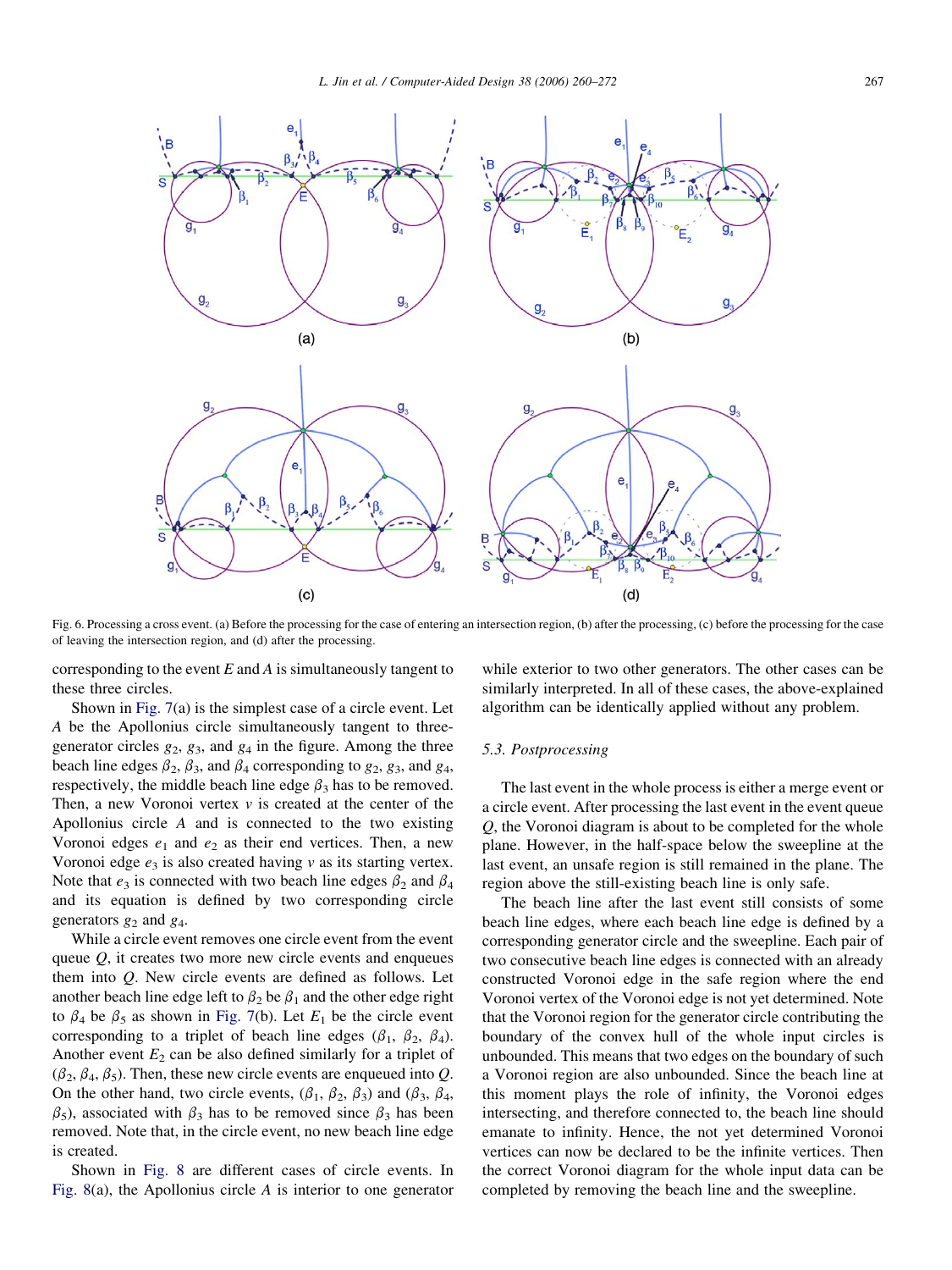Fig. 6. Processing a cross event. (a) Before the processing for the case of entering an intersection region, (b) after the processing, (c) before the processing for the case of leaving the intersection region, and (d) after the processing.

corresponding to the event $E$ and $A$ is simultaneously tangent to these three circles.

Shown in Fig. 7(a) is the simplest case of a circle event. Let $A$ be the Apollonius circle simultaneously tangent to three-generator circles $g_2$, $g_3$, and $g_4$ in the figure. Among the three beach line edges $\beta_2$, $\beta_3$, and $\beta_4$ corresponding to $g_2$, $g_3$, and $g_4$, respectively, the middle beach line edge $\beta_3$ has to be removed. Then, a new Voronoi vertex $v$ is created at the center of the Apollonius circle $A$ and is connected to the two existing Voronoi edges $e_1$ and $e_2$ as their end vertices. Then, a new Voronoi edge $e_3$ is also created having $v$ as its starting vertex. Note that $e_3$ is connected with two beach line edges $\beta_2$ and $\beta_4$ and its equation is defined by two corresponding circle generators $g_2$ and $g_4$.

While a circle event removes one circle event from the event queue $Q$, it creates two more new circle events and enqueues them into $Q$. New circle events are defined as follows. Let another beach line edge left to $\beta_2$ be $\beta_1$ and the other edge right to $\beta_4$ be $\beta_5$ as shown in Fig. 7(b). Let $E_1$ be the circle event corresponding to a triplet of beach line edges ($\beta_1$, $\beta_2$, $\beta_4$). Another event $E_2$ can be also defined similarly for a triplet of ($\beta_2$, $\beta_4$, $\beta_5$). Then, these new circle events are enqueued into $Q$. On the other hand, two circle events, ($\beta_1$, $\beta_2$, $\beta_3$) and ($\beta_3$, $\beta_4$, $\beta_5$), associated with $\beta_3$ has to be removed since $\beta_3$ has been removed. Note that, in the circle event, no new beach line edge is created.

Shown in Fig. 8 are different cases of circle events. In Fig. 8(a), the Apollonius circle $A$ is interior to one generator while exterior to two other generators. The other cases can be similarly interpreted. In all of these cases, the above-explained algorithm can be identically applied without any problem.

### 5.3. Postprocessing

The last event in the whole process is either a merge event or a circle event. After processing the last event in the event queue $Q$, the Voronoi diagram is about to be completed for the whole plane. However, in the half-space below the sweepline at the last event, an unsafe region is still remained in the plane. The region above the still-existing beach line is only safe.

The beach line after the last event still consists of some beach line edges, where each beach line edge is defined by a corresponding generator circle and the sweepline. Each pair of two consecutive beach line edges is connected with an already constructed Voronoi edge in the safe region where the end Voronoi vertex of the Voronoi edge is not yet determined. Note that the Voronoi region for the generator circle contributing the boundary of the convex hull of the whole input circles is unbounded. This means that two edges on the boundary of such a Voronoi region are also unbounded. Since the beach line at this moment plays the role of infinity, the Voronoi edges intersecting, and therefore connected to, the beach line should emanate to infinity. Hence, the not yet determined Voronoi vertices can now be declared to be the infinite vertices. Then the correct Voronoi diagram for the whole input data can be completed by removing the beach line and the sweepline.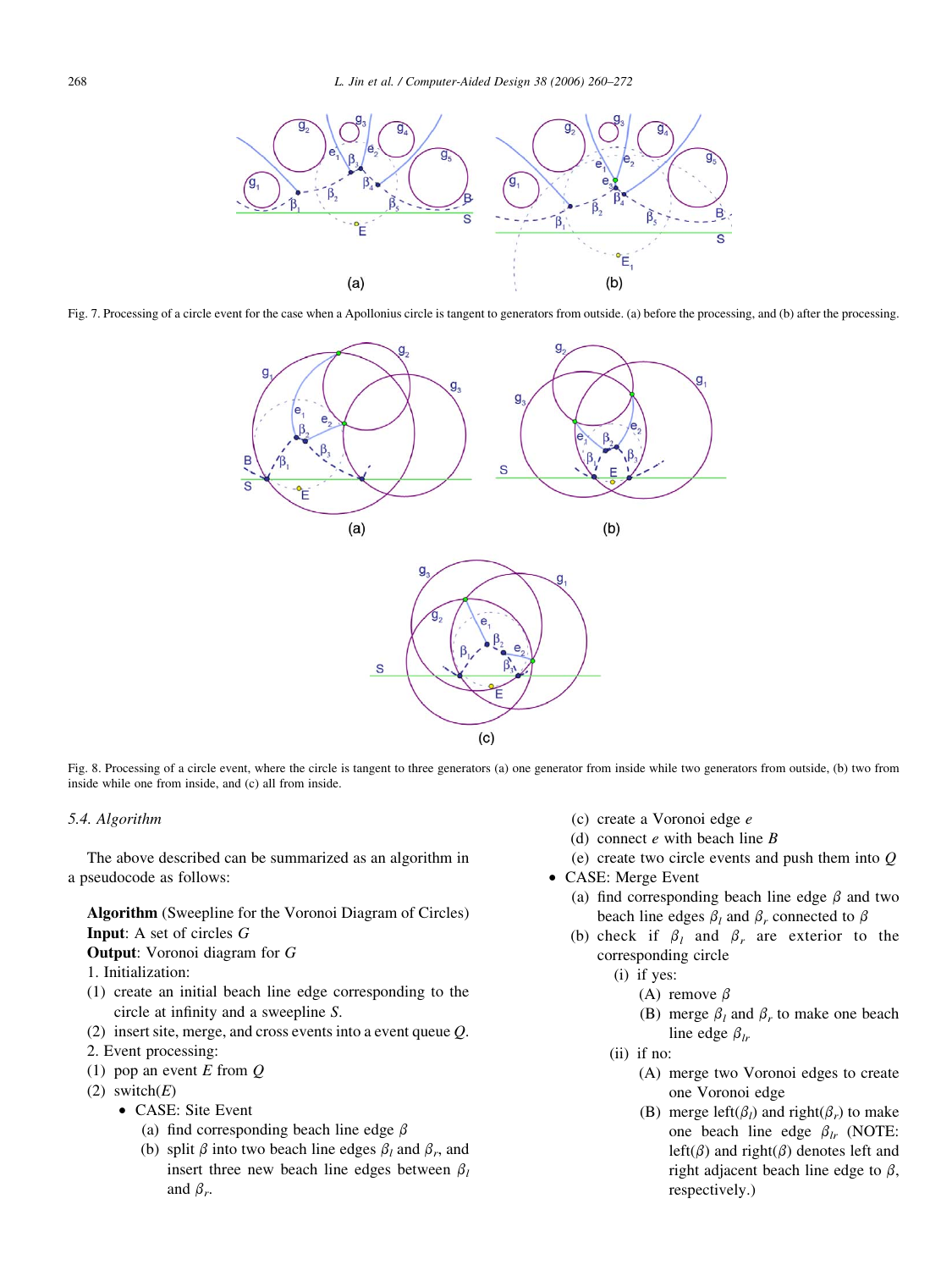Fig. 7. Processing of a circle event for the case when a Apollonius circle is tangent to generators from outside. (a) before the processing, and (b) after the processing.

Fig. 8. Processing of a circle event, where the circle is tangent to three generators (a) one generator from inside while two generators from outside, (b) two from inside while one from inside, and (c) all from inside.

### 5.4. Algorithm

The above described can be summarized as an algorithm in a pseudocode as follows:

**Algorithm** (Sweepline for the Voronoi Diagram of Circles)
**Input**: A set of circles *G*
**Output**: Voronoi diagram for *G*

1. Initialization:
   - (1) create an initial beach line edge corresponding to the circle at infinity and a sweepline *S*.
   - (2) insert site, merge, and cross events into a event queue *Q*.
2. Event processing:
   - (1) pop an event *E* from *Q*
   - (2) switch(*E*)
     - CASE: Site Event
       - (a) find corresponding beach line edge $\beta$
       - (b) split $\beta$ into two beach line edges $\beta_l$ and $\beta_r$, and insert three new beach line edges between $\beta_l$ and $\beta_r$.
       - (c) create a Voronoi edge *e*
       - (d) connect *e* with beach line *B*
       - (e) create two circle events and push them into *Q*
     - CASE: Merge Event
       - (a) find corresponding beach line edge $\beta$ and two beach line edges $\beta_l$ and $\beta_r$ connected to $\beta$
       - (b) check if $\beta_l$ and $\beta_r$ are exterior to the corresponding circle
         - (i) if yes:
           - (A) remove $\beta$
           - (B) merge $\beta_l$ and $\beta_r$ to make one beach line edge $\beta_{lr}$
         - (ii) if no:
           - (A) merge two Voronoi edges to create one Voronoi edge
           - (B) merge left($\beta_l$) and right($\beta_r$) to make one beach line edge $\beta_{lr}$ (NOTE: left($\beta$) and right($\beta$) denotes left and right adjacent beach line edge to $\beta$, respectively.)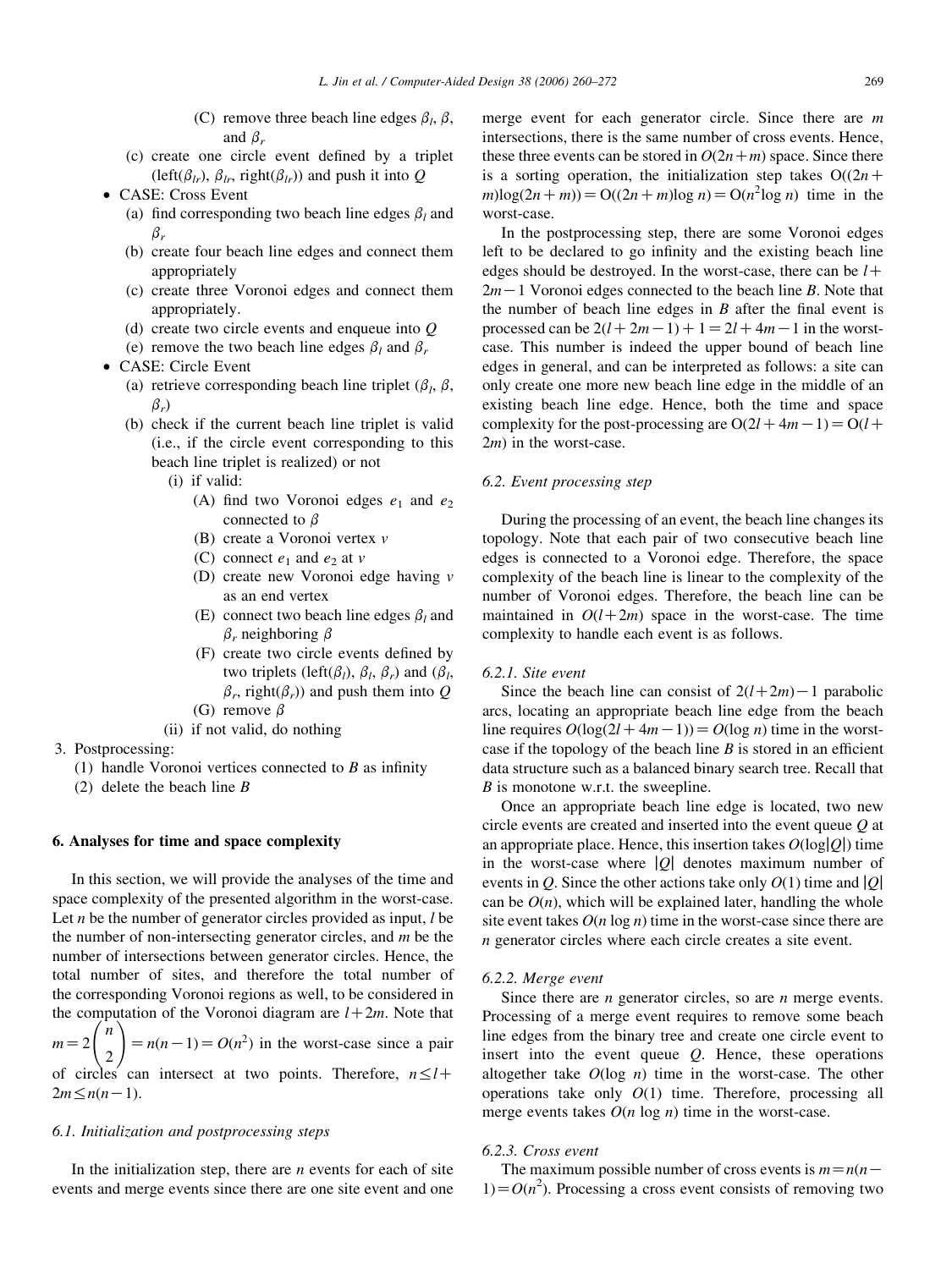(C) remove three beach line edges $\beta_l$, $\beta$, and $\beta_r$

(c) create one circle event defined by a triplet (left($\beta_{lr}$), $\beta_{lr}$, right($\beta_{lr}$)) and push it into $Q$

- CASE: Cross Event
  - (a) find corresponding two beach line edges $\beta_l$ and $\beta_r$
  - (b) create four beach line edges and connect them appropriately
  - (c) create three Voronoi edges and connect them appropriately.
  - (d) create two circle events and enqueue into $Q$
  - (e) remove the two beach line edges $\beta_l$ and $\beta_r$
- CASE: Circle Event
  - (a) retrieve corresponding beach line triplet ($\beta_l$, $\beta$, $\beta_r$)
  - (b) check if the current beach line triplet is valid (i.e., if the circle event corresponding to this beach line triplet is realized) or not
    - (i) if valid:
      - (A) find two Voronoi edges $e_1$ and $e_2$ connected to $\beta$
      - (B) create a Voronoi vertex $v$
      - (C) connect $e_1$ and $e_2$ at $v$
      - (D) create new Voronoi edge having $v$ as an end vertex
      - (E) connect two beach line edges $\beta_l$ and $\beta_r$ neighboring $\beta$
      - (F) create two circle events defined by two triplets (left($\beta_l$), $\beta_l$, $\beta_r$) and ($\beta_l$, $\beta_r$, right($\beta_r$)) and push them into $Q$
      - (G) remove $\beta$
    - (ii) if not valid, do nothing

3. Postprocessing:
   - (1) handle Voronoi vertices connected to $B$ as infinity
   - (2) delete the beach line $B$

## 6. Analyses for time and space complexity

In this section, we will provide the analyses of the time and space complexity of the presented algorithm in the worst-case. Let $n$ be the number of generator circles provided as input, $l$ be the number of non-intersecting generator circles, and $m$ be the number of intersections between generator circles. Hence, the total number of sites, and therefore the total number of the corresponding Voronoi regions as well, to be considered in the computation of the Voronoi diagram are $l+2m$. Note that $m=2\binom{n}{2}=n(n-1)=O(n^2)$ in the worst-case since a pair of circles can intersect at two points. Therefore, $n\le l+2m\le n(n-1)$.

### 6.1. Initialization and postprocessing steps

In the initialization step, there are $n$ events for each of site events and merge events since there are one site event and one merge event for each generator circle. Since there are $m$ intersections, there is the same number of cross events. Hence, these three events can be stored in $O(2n+m)$ space. Since there is a sorting operation, the initialization step takes $\mathrm{O}((2n+m)\log(2n+m))=\mathrm{O}((2n+m)\log n)=\mathrm{O}(n^2\log n)$ time in the worst-case.

In the postprocessing step, there are some Voronoi edges left to be declared to go infinity and the existing beach line edges should be destroyed. In the worst-case, there can be $l+2m-1$ Voronoi edges connected to the beach line $B$. Note that the number of beach line edges in $B$ after the final event is processed can be $2(l+2m-1)+1=2l+4m-1$ in the worst-case. This number is indeed the upper bound of beach line edges in general, and can be interpreted as follows: a site can only create one more new beach line edge in the middle of an existing beach line edge. Hence, both the time and space complexity for the post-processing are $\mathrm{O}(2l+4m-1)=\mathrm{O}(l+2m)$ in the worst-case.

### 6.2. Event processing step

During the processing of an event, the beach line changes its topology. Note that each pair of two consecutive beach line edges is connected to a Voronoi edge. Therefore, the space complexity of the beach line is linear to the complexity of the number of Voronoi edges. Therefore, the beach line can be maintained in $O(l+2m)$ space in the worst-case. The time complexity to handle each event is as follows.

#### 6.2.1. Site event

Since the beach line can consist of $2(l+2m)-1$ parabolic arcs, locating an appropriate beach line edge from the beach line requires $O(\log(2l+4m-1))=O(\log n)$ time in the worst-case if the topology of the beach line $B$ is stored in an efficient data structure such as a balanced binary search tree. Recall that $B$ is monotone w.r.t. the sweepline.

Once an appropriate beach line edge is located, two new circle events are created and inserted into the event queue $Q$ at an appropriate place. Hence, this insertion takes $O(\log|Q|)$ time in the worst-case where $|Q|$ denotes maximum number of events in $Q$. Since the other actions take only $O(1)$ time and $|Q|$ can be $O(n)$, which will be explained later, handling the whole site event takes $O(n\log n)$ time in the worst-case since there are $n$ generator circles where each circle creates a site event.

#### 6.2.2. Merge event

Since there are $n$ generator circles, so are $n$ merge events. Processing of a merge event requires to remove some beach line edges from the binary tree and create one circle event to insert into the event queue $Q$. Hence, these operations altogether take $O(\log n)$ time in the worst-case. The other operations take only $O(1)$ time. Therefore, processing all merge events takes $O(n\log n)$ time in the worst-case.

#### 6.2.3. Cross event

The maximum possible number of cross events is $m=n(n-1)=O(n^2)$. Processing a cross event consists of removing two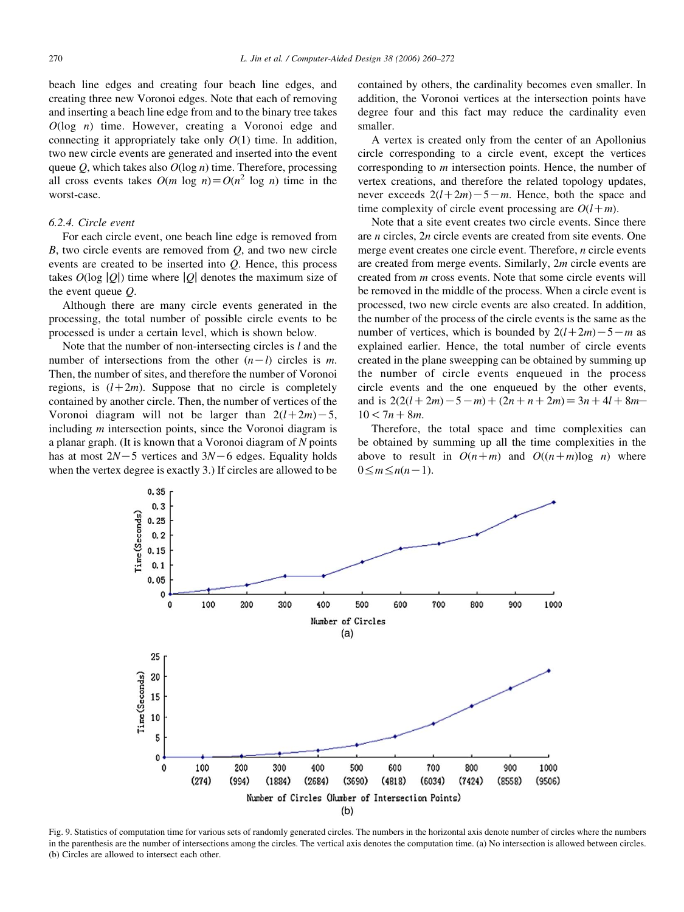beach line edges and creating four beach line edges, and creating three new Voronoi edges. Note that each of removing and inserting a beach line edge from and to the binary tree takes $O(\log\ n)$ time. However, creating a Voronoi edge and connecting it appropriately take only $O(1)$ time. In addition, two new circle events are generated and inserted into the event queue $Q$, which takes also $O(\log n)$ time. Therefore, processing all cross events takes $O(m\ \log\ n)=O(n^2\ \log\ n)$ time in the worst-case.

### 6.2.4. Circle event

For each circle event, one beach line edge is removed from $B$, two circle events are removed from $Q$, and two new circle events are created to be inserted into $Q$. Hence, this process takes $O(\log |Q|)$ time where $|Q|$ denotes the maximum size of the event queue $Q$.

Although there are many circle events generated in the processing, the total number of possible circle events to be processed is under a certain level, which is shown below.

Note that the number of non-intersecting circles is $l$ and the number of intersections from the other $(n-l)$ circles is $m$. Then, the number of sites, and therefore the number of Voronoi regions, is $(l+2m)$. Suppose that no circle is completely contained by another circle. Then, the number of vertices of the Voronoi diagram will not be larger than $2(l+2m)-5$, including $m$ intersection points, since the Voronoi diagram is a planar graph. (It is known that a Voronoi diagram of $N$ points has at most $2N-5$ vertices and $3N-6$ edges. Equality holds when the vertex degree is exactly 3.) If circles are allowed to be contained by others, the cardinality becomes even smaller. In addition, the Voronoi vertices at the intersection points have degree four and this fact may reduce the cardinality even smaller.

A vertex is created only from the center of an Apollonius circle corresponding to a circle event, except the vertices corresponding to $m$ intersection points. Hence, the number of vertex creations, and therefore the related topology updates, never exceeds $2(l+2m)-5-m$. Hence, both the space and time complexity of circle event processing are $O(l+m)$.

Note that a site event creates two circle events. Since there are $n$ circles, $2n$ circle events are created from site events. One merge event creates one circle event. Therefore, $n$ circle events are created from merge events. Similarly, $2m$ circle events are created from $m$ cross events. Note that some circle events will be removed in the middle of the process. When a circle event is processed, two new circle events are also created. In addition, the number of the process of the circle events is the same as the number of vertices, which is bounded by $2(l+2m)-5-m$ as explained earlier. Hence, the total number of circle events created in the plane sweeping can be obtained by summing up the number of circle events enqueued in the process circle events and the one enqueued by the other events, and is $2(2(l+2m)-5-m)+(2n+n+2m)=3n+4l+8m-10<7n+8m$.

Therefore, the total space and time complexities can be obtained by summing up all the time complexities in the above to result in $O(n+m)$ and $O((n+m)\log\ n)$ where $0\leq m\leq n(n-1)$.

Time (Seconds)
0.35
0.3
0.25
0.2
0.15
0.1
0.05
0
0 100 200 300 400 500 600 700 800 900 1000
Number of Circles
(a)

Time (Seconds)
25
20
15
10
5
0
0 100 (274) 200 (994) 300 (1884) 400 (2684) 500 (3690) 600 (4818) 700 (6034) 800 (7424) 900 (8558) 1000 (9506)
Number of Circles (Number of Intersection Points)
(b)

Fig. 9. Statistics of computation time for various sets of randomly generated circles. The numbers in the horizontal axis denote number of circles where the numbers in the parenthesis are the number of intersections among the circles. The vertical axis denotes the computation time. (a) No intersection is allowed between circles. (b) Circles are allowed to intersect each other.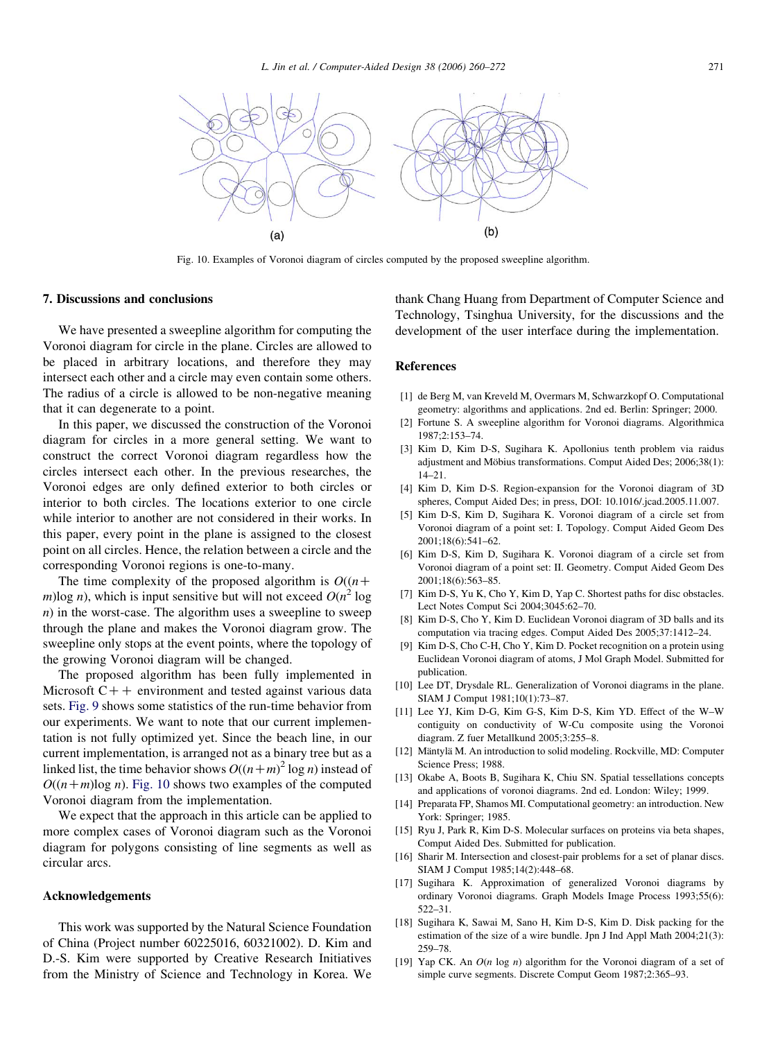(a)

(b)

Fig. 10. Examples of Voronoi diagram of circles computed by the proposed sweepline algorithm.

## 7. Discussions and conclusions

We have presented a sweepline algorithm for computing the Voronoi diagram for circle in the plane. Circles are allowed to be placed in arbitrary locations, and therefore they may intersect each other and a circle may even contain some others. The radius of a circle is allowed to be non-negative meaning that it can degenerate to a point.

In this paper, we discussed the construction of the Voronoi diagram for circles in a more general setting. We want to construct the correct Voronoi diagram regardless how the circles intersect each other. In the previous researches, the Voronoi edges are only defined exterior to both circles or interior to both circles. The locations exterior to one circle while interior to another are not considered in their works. In this paper, every point in the plane is assigned to the closest point on all circles. Hence, the relation between a circle and the corresponding Voronoi regions is one-to-many.

The time complexity of the proposed algorithm is $O((n+m)\log n)$, which is input sensitive but will not exceed $O(n^2 \log n)$ in the worst-case. The algorithm uses a sweepline to sweep through the plane and makes the Voronoi diagram grow. The sweepline only stops at the event points, where the topology of the growing Voronoi diagram will be changed.

The proposed algorithm has been fully implemented in Microsoft C++ environment and tested against various data sets. Fig. 9 shows some statistics of the run-time behavior from our experiments. We want to note that our current implementation is not fully optimized yet. Since the beach line, in our current implementation, is arranged not as a binary tree but as a linked list, the time behavior shows $O((n+m)^2 \log n)$ instead of $O((n+m)\log n)$. Fig. 10 shows two examples of the computed Voronoi diagram from the implementation.

We expect that the approach in this article can be applied to more complex cases of Voronoi diagram such as the Voronoi diagram for polygons consisting of line segments as well as circular arcs.

## Acknowledgements

This work was supported by the Natural Science Foundation of China (Project number 60225016, 60321002). D. Kim and D.-S. Kim were supported by Creative Research Initiatives from the Ministry of Science and Technology in Korea. We thank Chang Huang from Department of Computer Science and Technology, Tsinghua University, for the discussions and the development of the user interface during the implementation.

## References

[1] de Berg M, van Kreveld M, Overmars M, Schwarzkopf O. Computational geometry: algorithms and applications. 2nd ed. Berlin: Springer; 2000.

[2] Fortune S. A sweepline algorithm for Voronoi diagrams. Algorithmica 1987;2:153–74.

[3] Kim D, Kim D-S, Sugihara K. Apollonius tenth problem via raidus adjustment and Möbius transformations. Comput Aided Des; 2006;38(1): 14–21.

[4] Kim D, Kim D-S. Region-expansion for the Voronoi diagram of 3D spheres, Comput Aided Des; in press, DOI: 10.1016/.jcad.2005.11.007.

[5] Kim D-S, Kim D, Sugihara K. Voronoi diagram of a circle set from Voronoi diagram of a point set: I. Topology. Comput Aided Geom Des 2001;18(6):541–62.

[6] Kim D-S, Kim D, Sugihara K. Voronoi diagram of a circle set from Voronoi diagram of a point set: II. Geometry. Comput Aided Geom Des 2001;18(6):563–85.

[7] Kim D-S, Yu K, Cho Y, Kim D, Yap C. Shortest paths for disc obstacles. Lect Notes Comput Sci 2004;3045:62–70.

[8] Kim D-S, Cho Y, Kim D. Euclidean Voronoi diagram of 3D balls and its computation via tracing edges. Comput Aided Des 2005;37:1412–24.

[9] Kim D-S, Cho C-H, Cho Y, Kim D. Pocket recognition on a protein using Euclidean Voronoi diagram of atoms, J Mol Graph Model. Submitted for publication.

[10] Lee DT, Drysdale RL. Generalization of Voronoi diagrams in the plane. SIAM J Comput 1981;10(1):73–87.

[11] Lee YJ, Kim D-G, Kim G-S, Kim D-S, Kim YD. Effect of the W–W contiguity on conductivity of W-Cu composite using the Voronoi diagram. Z fuer Metallkund 2005;3:255–8.

[12] Mäntylä M. An introduction to solid modeling. Rockville, MD: Computer Science Press; 1988.

[13] Okabe A, Boots B, Sugihara K, Chiu SN. Spatial tessellations concepts and applications of voronoi diagrams. 2nd ed. London: Wiley; 1999.

[14] Preparata FP, Shamos MI. Computational geometry: an introduction. New York: Springer; 1985.

[15] Ryu J, Park R, Kim D-S. Molecular surfaces on proteins via beta shapes, Comput Aided Des. Submitted for publication.

[16] Sharir M. Intersection and closest-pair problems for a set of planar discs. SIAM J Comput 1985;14(2):448–68.

[17] Sugihara K. Approximation of generalized Voronoi diagrams by ordinary Voronoi diagrams. Graph Models Image Process 1993;55(6): 522–31.

[18] Sugihara K, Sawai M, Sano H, Kim D-S, Kim D. Disk packing for the estimation of the size of a wire bundle. Jpn J Ind Appl Math 2004;21(3): 259–78.

[19] Yap CK. An $O(n \log n)$ algorithm for the Voronoi diagram of a set of simple curve segments. Discrete Comput Geom 1987;2:365–93.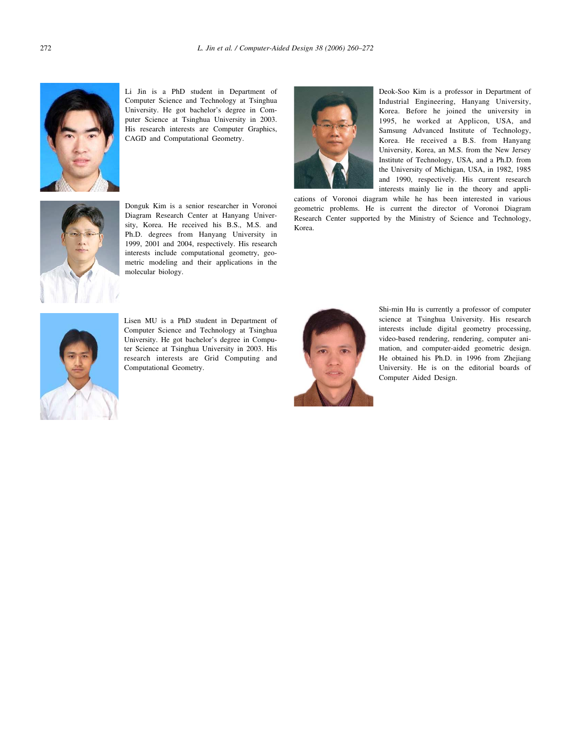Li Jin is a PhD student in Department of Computer Science and Technology at Tsinghua University. He got bachelor's degree in Computer Science at Tsinghua University in 2003. His research interests are Computer Graphics, CAGD and Computational Geometry.

Donguk Kim is a senior researcher in Voronoi Diagram Research Center at Hanyang University, Korea. He received his B.S., M.S. and Ph.D. degrees from Hanyang University in 1999, 2001 and 2004, respectively. His research interests include computational geometry, geometric modeling and their applications in the molecular biology.

Lisen MU is a PhD student in Department of Computer Science and Technology at Tsinghua University. He got bachelor's degree in Computer Science at Tsinghua University in 2003. His research interests are Grid Computing and Computational Geometry.

Deok-Soo Kim is a professor in Department of Industrial Engineering, Hanyang University, Korea. Before he joined the university in 1995, he worked at Applicon, USA, and Samsung Advanced Institute of Technology, Korea. He received a B.S. from Hanyang University, Korea, an M.S. from the New Jersey Institute of Technology, USA, and a Ph.D. from the University of Michigan, USA, in 1982, 1985 and 1990, respectively. His current research interests mainly lie in the theory and applications of Voronoi diagram while he has been interested in various geometric problems. He is current the director of Voronoi Diagram Research Center supported by the Ministry of Science and Technology, Korea.

Shi-min Hu is currently a professor of computer science at Tsinghua University. His research interests include digital geometry processing, video-based rendering, rendering, computer animation, and computer-aided geometric design. He obtained his Ph.D. in 1996 from Zhejiang University. He is on the editorial boards of Computer Aided Design.